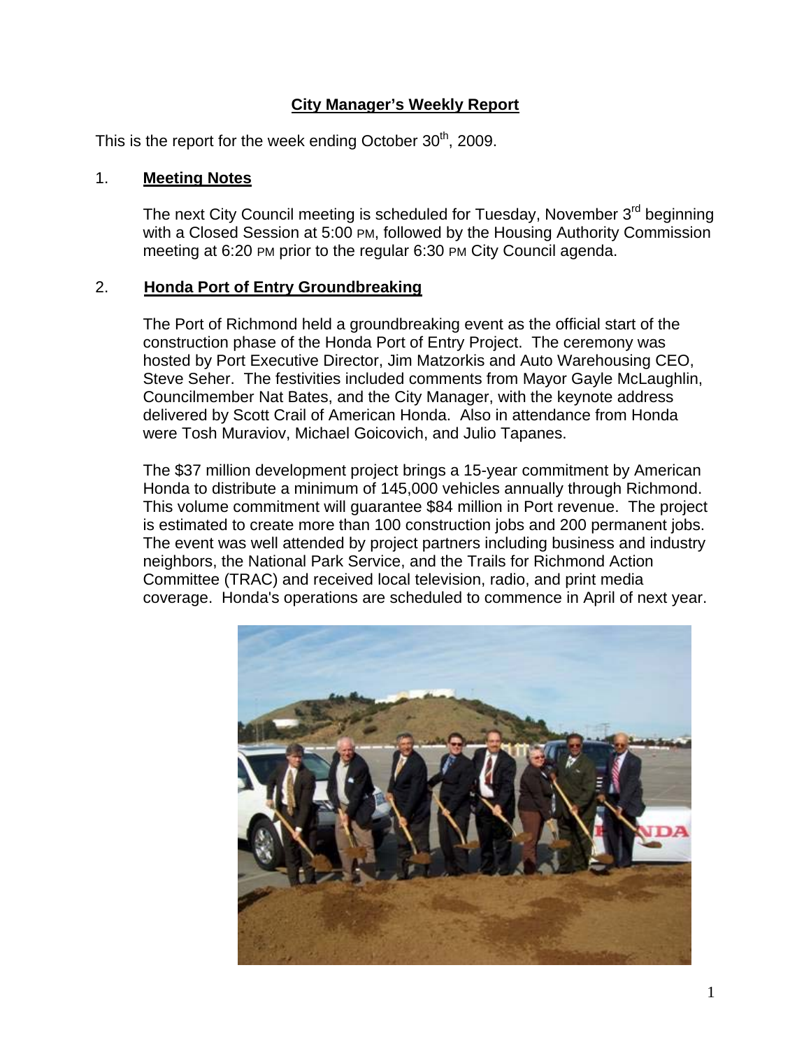# City Manager's Weekly Report

This is the report for the week ending October 30th, 2009.

## 1. Meeting Notes

The next City Council meeting is scheduled for Tuesday, November 3rd beginning with a Closed Session at 5:00 PM, followed by the Housing Authority Commission meeting at 6:20 PM prior to the regular 6:30 PM City Council agenda.

## 2. Honda Port of Entry Groundbreaking

The Port of Richmond held a groundbreaking event as the official start of the construction phase of the Honda Port of Entry Project. The ceremony was hosted by Port Executive Director, Jim Matzorkis and Auto Warehousing CEO, Steve Seher. The festivities included comments from Mayor Gayle McLaughlin, Councilmember Nat Bates, and the City Manager, with the keynote address delivered by Scott Crail of American Honda. Also in attendance from Honda were Tosh Muraviov, Michael Goicovich, and Julio Tapanes.

The $37 million development project brings a 15-year commitment by American Honda to distribute a minimum of 145,000 vehicles annually through Richmond. This volume commitment will guarantee $84 million in Port revenue. The project is estimated to create more than 100 construction jobs and 200 permanent jobs. The event was well attended by project partners including business and industry neighbors, the National Park Service, and the Trails for Richmond Action Committee (TRAC) and received local television, radio, and print media coverage. Honda's operations are scheduled to commence in April of next year.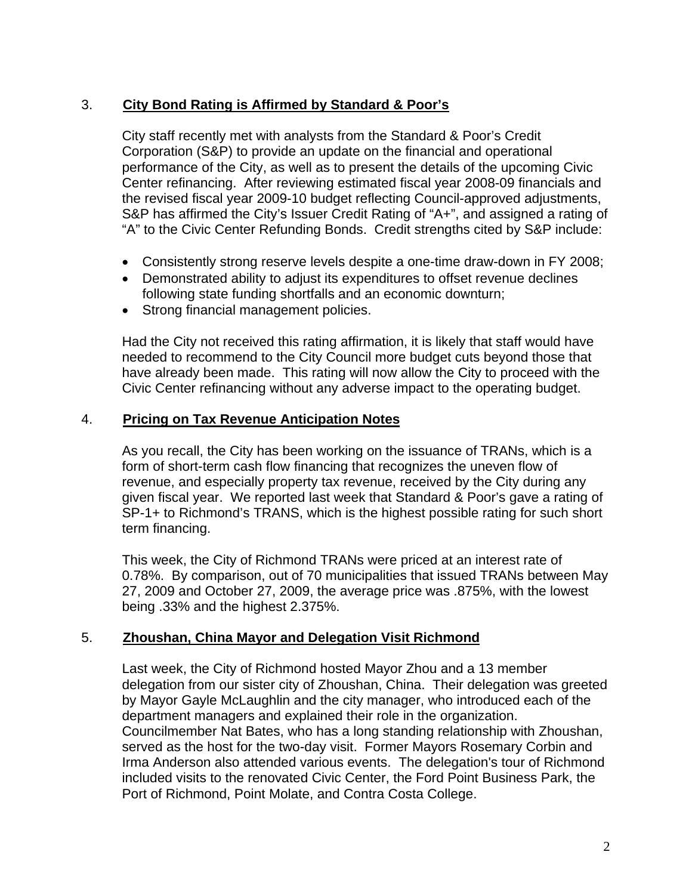## 3. City Bond Rating is Affirmed by Standard & Poor's

City staff recently met with analysts from the Standard & Poor's Credit Corporation (S&P) to provide an update on the financial and operational performance of the City, as well as to present the details of the upcoming Civic Center refinancing. After reviewing estimated fiscal year 2008-09 financials and the revised fiscal year 2009-10 budget reflecting Council-approved adjustments, S&P has affirmed the City's Issuer Credit Rating of "A+", and assigned a rating of "A" to the Civic Center Refunding Bonds. Credit strengths cited by S&P include:

- Consistently strong reserve levels despite a one-time draw-down in FY 2008;
- Demonstrated ability to adjust its expenditures to offset revenue declines following state funding shortfalls and an economic downturn;
- Strong financial management policies.

Had the City not received this rating affirmation, it is likely that staff would have needed to recommend to the City Council more budget cuts beyond those that have already been made. This rating will now allow the City to proceed with the Civic Center refinancing without any adverse impact to the operating budget.

## 4. Pricing on Tax Revenue Anticipation Notes

As you recall, the City has been working on the issuance of TRANs, which is a form of short-term cash flow financing that recognizes the uneven flow of revenue, and especially property tax revenue, received by the City during any given fiscal year. We reported last week that Standard & Poor's gave a rating of SP-1+ to Richmond's TRANS, which is the highest possible rating for such short term financing.

This week, the City of Richmond TRANs were priced at an interest rate of 0.78%. By comparison, out of 70 municipalities that issued TRANs between May 27, 2009 and October 27, 2009, the average price was .875%, with the lowest being .33% and the highest 2.375%.

## 5. Zhoushan, China Mayor and Delegation Visit Richmond

Last week, the City of Richmond hosted Mayor Zhou and a 13 member delegation from our sister city of Zhoushan, China. Their delegation was greeted by Mayor Gayle McLaughlin and the city manager, who introduced each of the department managers and explained their role in the organization. Councilmember Nat Bates, who has a long standing relationship with Zhoushan, served as the host for the two-day visit. Former Mayors Rosemary Corbin and Irma Anderson also attended various events. The delegation's tour of Richmond included visits to the renovated Civic Center, the Ford Point Business Park, the Port of Richmond, Point Molate, and Contra Costa College.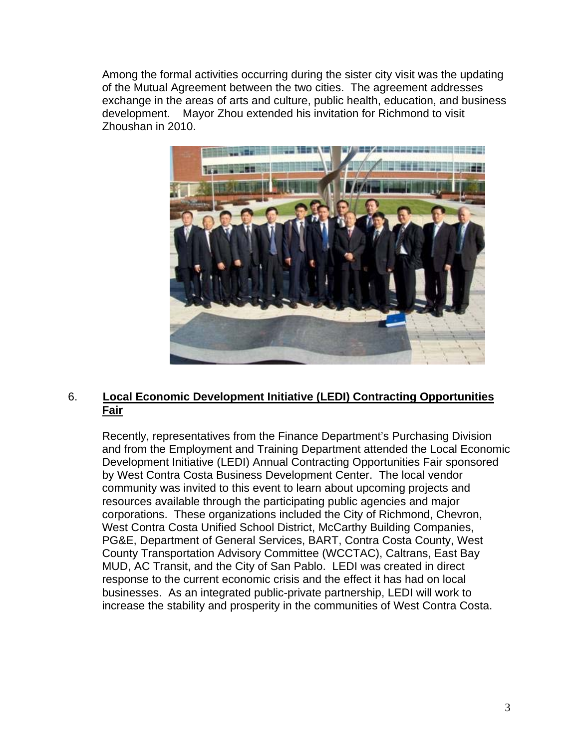Among the formal activities occurring during the sister city visit was the updating of the Mutual Agreement between the two cities. The agreement addresses exchange in the areas of arts and culture, public health, education, and business development. Mayor Zhou extended his invitation for Richmond to visit Zhoushan in 2010.

6. **Local Economic Development Initiative (LEDI) Contracting Opportunities Fair**

Recently, representatives from the Finance Department's Purchasing Division and from the Employment and Training Department attended the Local Economic Development Initiative (LEDI) Annual Contracting Opportunities Fair sponsored by West Contra Costa Business Development Center. The local vendor community was invited to this event to learn about upcoming projects and resources available through the participating public agencies and major corporations. These organizations included the City of Richmond, Chevron, West Contra Costa Unified School District, McCarthy Building Companies, PG&E, Department of General Services, BART, Contra Costa County, West County Transportation Advisory Committee (WCCTAC), Caltrans, East Bay MUD, AC Transit, and the City of San Pablo. LEDI was created in direct response to the current economic crisis and the effect it has had on local businesses. As an integrated public-private partnership, LEDI will work to increase the stability and prosperity in the communities of West Contra Costa.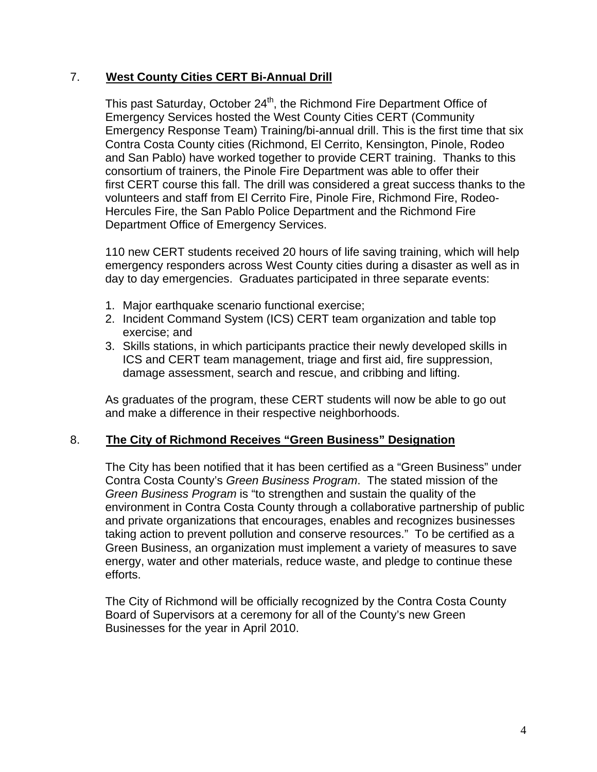## 7. West County Cities CERT Bi-Annual Drill

This past Saturday, October 24th, the Richmond Fire Department Office of Emergency Services hosted the West County Cities CERT (Community Emergency Response Team) Training/bi-annual drill. This is the first time that six Contra Costa County cities (Richmond, El Cerrito, Kensington, Pinole, Rodeo and San Pablo) have worked together to provide CERT training. Thanks to this consortium of trainers, the Pinole Fire Department was able to offer their first CERT course this fall. The drill was considered a great success thanks to the volunteers and staff from El Cerrito Fire, Pinole Fire, Richmond Fire, Rodeo-Hercules Fire, the San Pablo Police Department and the Richmond Fire Department Office of Emergency Services.

110 new CERT students received 20 hours of life saving training, which will help emergency responders across West County cities during a disaster as well as in day to day emergencies. Graduates participated in three separate events:

1. Major earthquake scenario functional exercise;
2. Incident Command System (ICS) CERT team organization and table top exercise; and
3. Skills stations, in which participants practice their newly developed skills in ICS and CERT team management, triage and first aid, fire suppression, damage assessment, search and rescue, and cribbing and lifting.

As graduates of the program, these CERT students will now be able to go out and make a difference in their respective neighborhoods.

## 8. The City of Richmond Receives "Green Business" Designation

The City has been notified that it has been certified as a "Green Business" under Contra Costa County's *Green Business Program*. The stated mission of the *Green Business Program* is "to strengthen and sustain the quality of the environment in Contra Costa County through a collaborative partnership of public and private organizations that encourages, enables and recognizes businesses taking action to prevent pollution and conserve resources." To be certified as a Green Business, an organization must implement a variety of measures to save energy, water and other materials, reduce waste, and pledge to continue these efforts.

The City of Richmond will be officially recognized by the Contra Costa County Board of Supervisors at a ceremony for all of the County's new Green Businesses for the year in April 2010.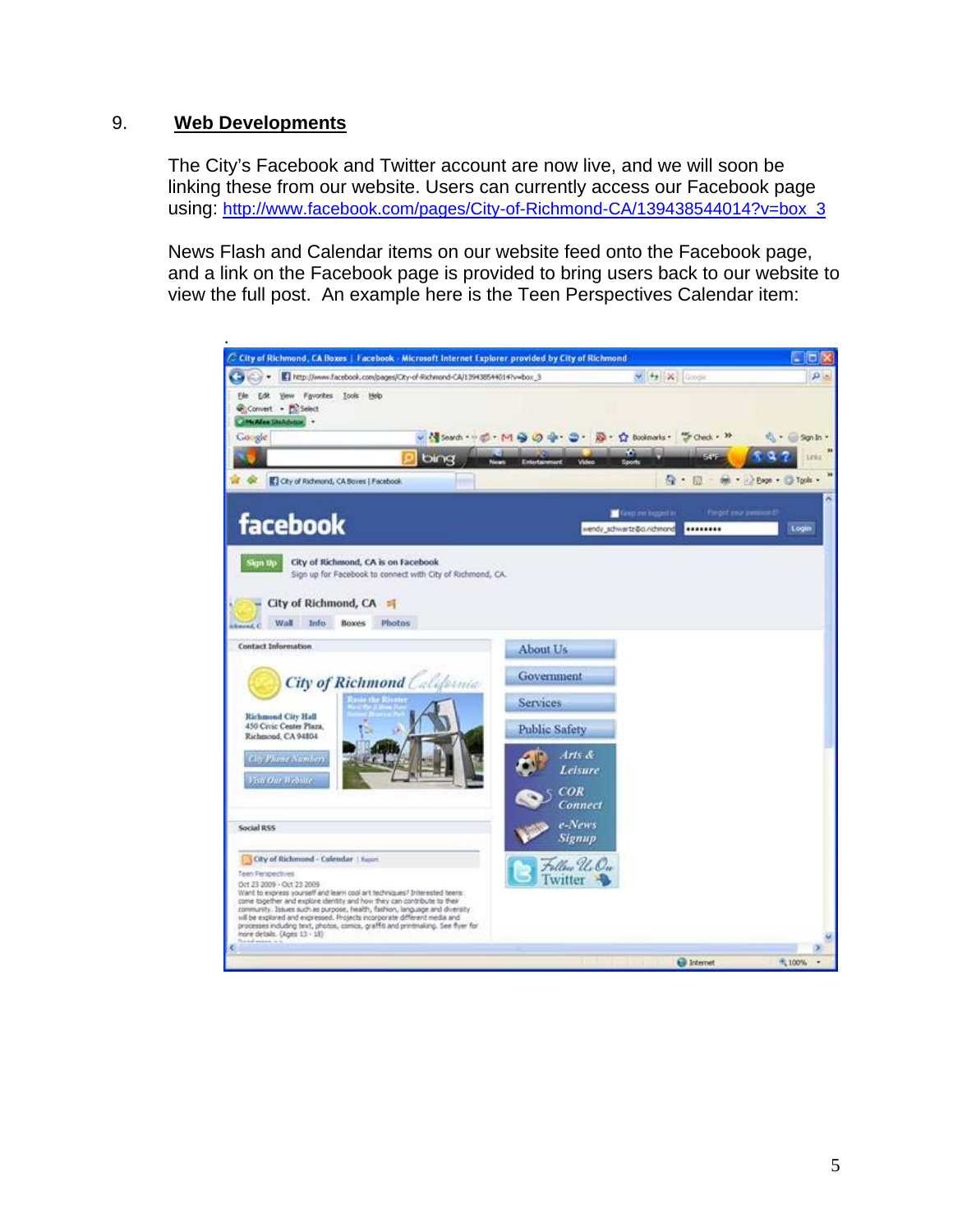## 9. Web Developments

The City's Facebook and Twitter account are now live, and we will soon be linking these from our website. Users can currently access our Facebook page using: http://www.facebook.com/pages/City-of-Richmond-CA/139438544014?v=box_3

News Flash and Calendar items on our website feed onto the Facebook page, and a link on the Facebook page is provided to bring users back to our website to view the full post. An example here is the Teen Perspectives Calendar item: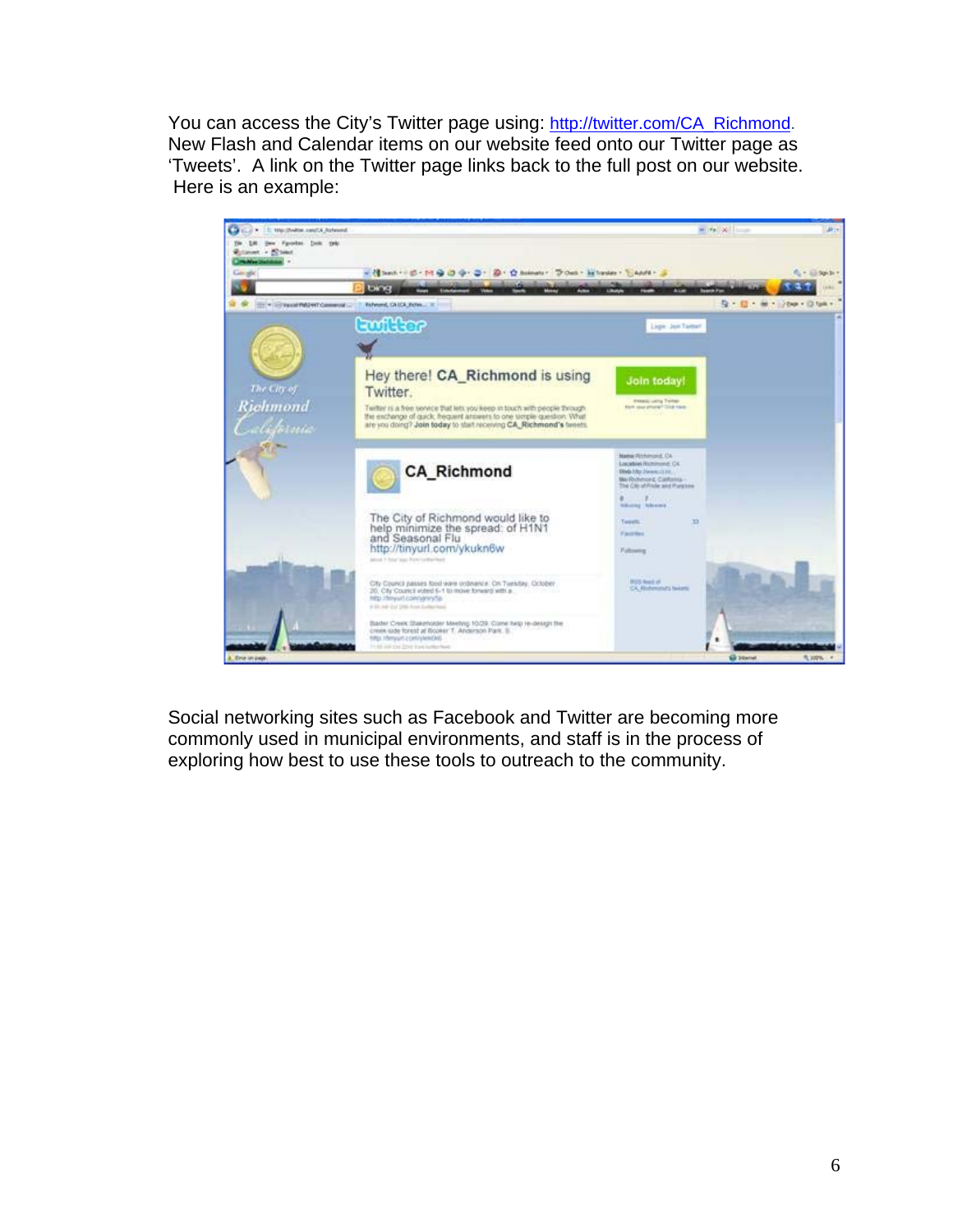You can access the City's Twitter page using: http://twitter.com/CA_Richmond. New Flash and Calendar items on our website feed onto our Twitter page as 'Tweets'. A link on the Twitter page links back to the full post on our website. Here is an example:

Social networking sites such as Facebook and Twitter are becoming more commonly used in municipal environments, and staff is in the process of exploring how best to use these tools to outreach to the community.